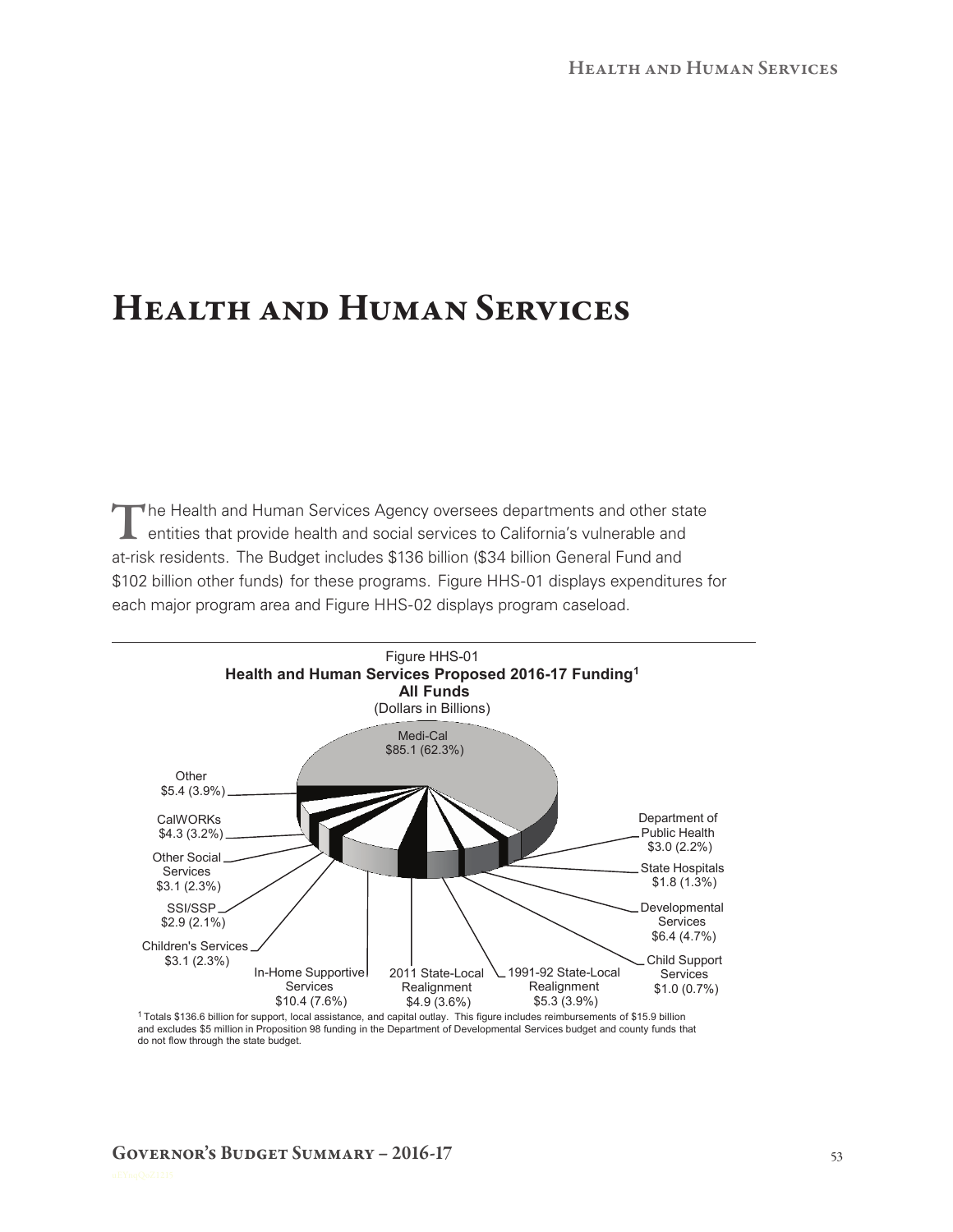# Health and Human Services

The Health and Human Services Agency oversees departments and other state entities that provide health and social services to California's vulnerable and at-risk residents. The Budget includes $136 billion ($34 billion General Fund and $102 billion other funds) for these programs. Figure HHS-01 displays expenditures for each major program area and Figure HHS-02 displays program caseload.

Figure HHS-01
**Health and Human Services Proposed 2016-17 Funding[1]**
**All Funds**
(Dollars in Billions)

| Program | Funding |
|---|---|
| Medi-Cal | $85.1 (62.3%) |
| Department of Public Health | $3.0 (2.2%) |
| State Hospitals | $1.8 (1.3%) |
| Developmental Services | $6.4 (4.7%) |
| Child Support Services | $1.0 (0.7%) |
| 1991-92 State-Local Realignment | $5.3 (3.9%) |
| 2011 State-Local Realignment | $4.9 (3.6%) |
| In-Home Supportive Services | $10.4 (7.6%) |
| Children's Services | $3.1 (2.3%) |
| SSI/SSP | $2.9 (2.1%) |
| Other Social Services | $3.1 (2.3%) |
| CalWORKs | $4.3 (3.2%) |
| Other | $5.4 (3.9%) |

[1] Totals $136.6 billion for support, local assistance, and capital outlay. This figure includes reimbursements of $15.9 billion and excludes $5 million in Proposition 98 funding in the Department of Developmental Services budget and county funds that do not flow through the state budget.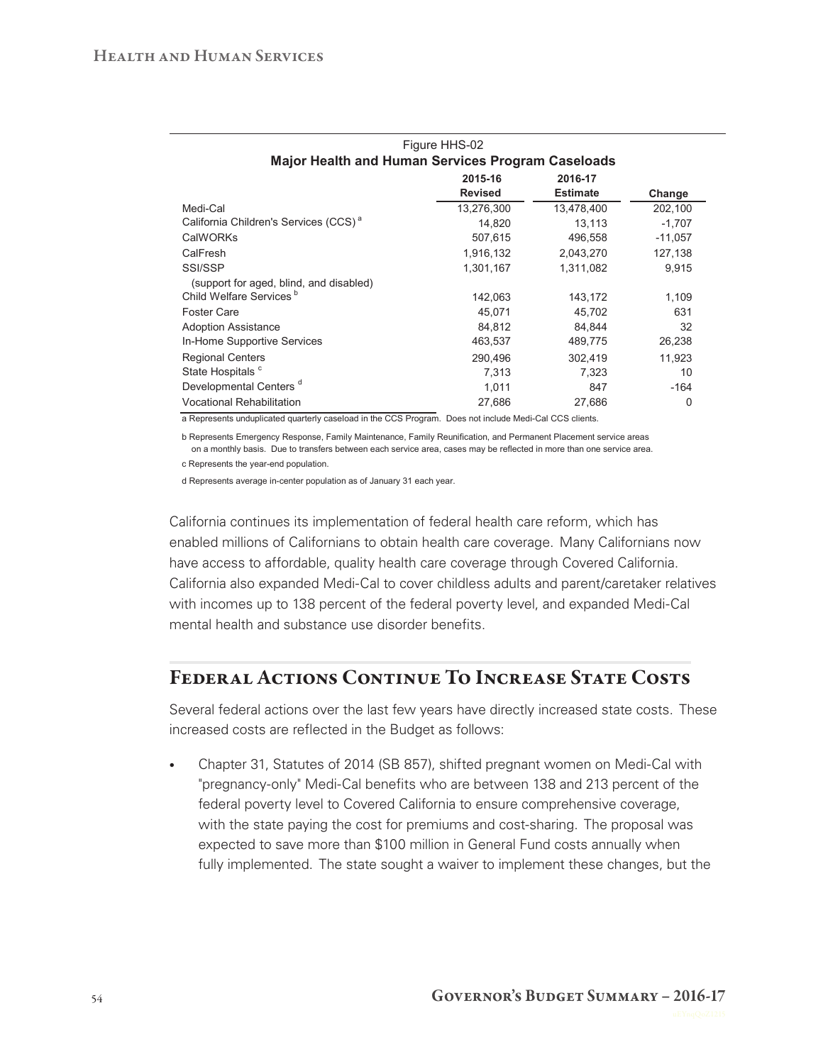Figure HHS-02

**Major Health and Human Services Program Caseloads**

| | 2015-16 Revised | 2016-17 Estimate | Change |
|---|---|---|---|
| Medi-Cal | 13,276,300 | 13,478,400 | 202,100 |
| California Children's Services (CCS) [a] | 14,820 | 13,113 | -1,707 |
| CalWORKs | 507,615 | 496,558 | -11,057 |
| CalFresh | 1,916,132 | 2,043,270 | 127,138 |
| SSI/SSP (support for aged, blind, and disabled) | 1,301,167 | 1,311,082 | 9,915 |
| Child Welfare Services [b] | 142,063 | 143,172 | 1,109 |
| Foster Care | 45,071 | 45,702 | 631 |
| Adoption Assistance | 84,812 | 84,844 | 32 |
| In-Home Supportive Services | 463,537 | 489,775 | 26,238 |
| Regional Centers | 290,496 | 302,419 | 11,923 |
| State Hospitals [c] | 7,313 | 7,323 | 10 |
| Developmental Centers [d] | 1,011 | 847 | -164 |
| Vocational Rehabilitation | 27,686 | 27,686 | 0 |

a Represents unduplicated quarterly caseload in the CCS Program. Does not include Medi-Cal CCS clients.

b Represents Emergency Response, Family Maintenance, Family Reunification, and Permanent Placement service areas on a monthly basis. Due to transfers between each service area, cases may be reflected in more than one service area.

c Represents the year-end population.

d Represents average in-center population as of January 31 each year.

California continues its implementation of federal health care reform, which has enabled millions of Californians to obtain health care coverage. Many Californians now have access to affordable, quality health care coverage through Covered California. California also expanded Medi-Cal to cover childless adults and parent/caretaker relatives with incomes up to 138 percent of the federal poverty level, and expanded Medi-Cal mental health and substance use disorder benefits.

## Federal Actions Continue To Increase State Costs

Several federal actions over the last few years have directly increased state costs. These increased costs are reflected in the Budget as follows:

- Chapter 31, Statutes of 2014 (SB 857), shifted pregnant women on Medi-Cal with "pregnancy-only" Medi-Cal benefits who are between 138 and 213 percent of the federal poverty level to Covered California to ensure comprehensive coverage, with the state paying the cost for premiums and cost-sharing. The proposal was expected to save more than $100 million in General Fund costs annually when fully implemented. The state sought a waiver to implement these changes, but the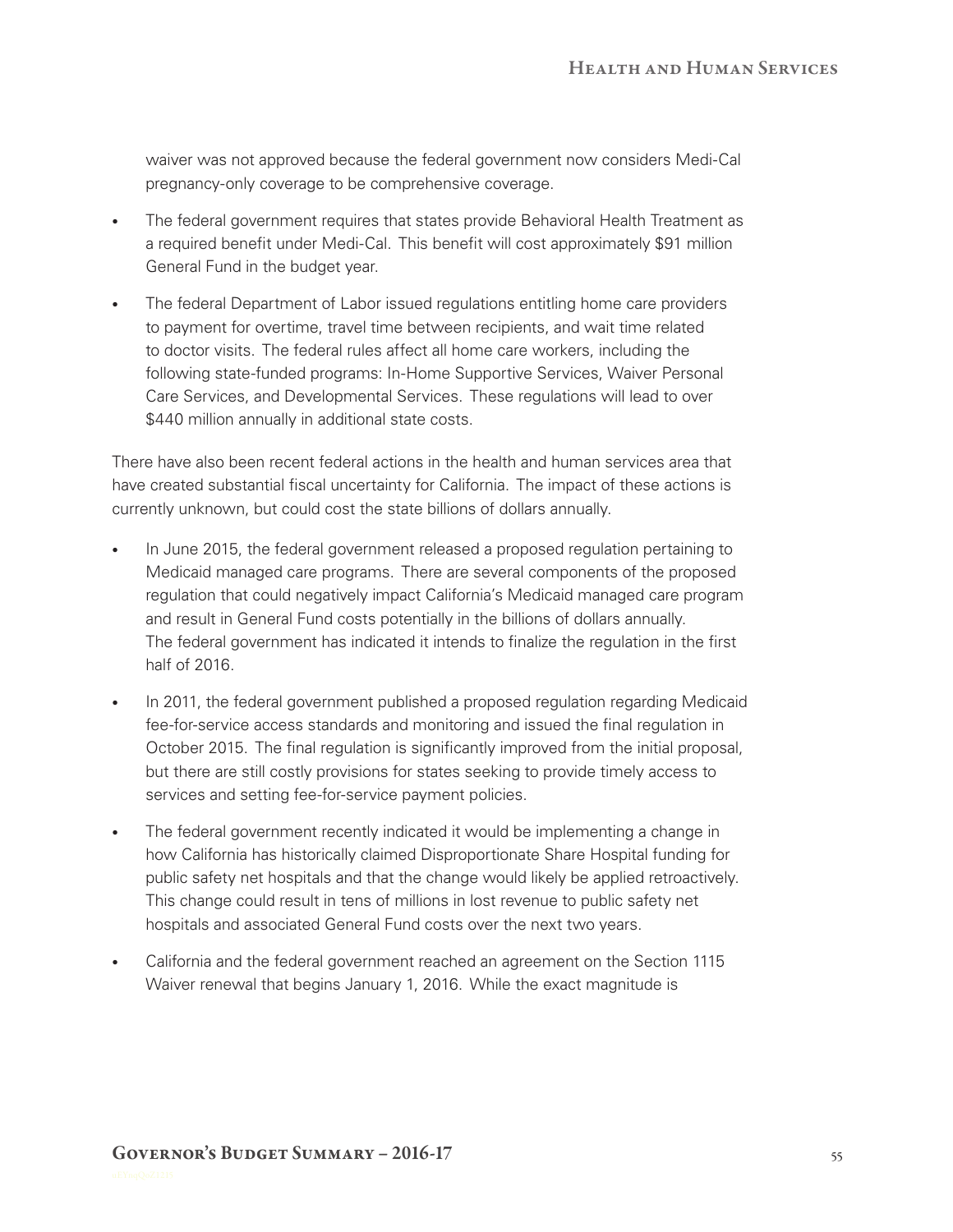waiver was not approved because the federal government now considers Medi-Cal pregnancy-only coverage to be comprehensive coverage.

- The federal government requires that states provide Behavioral Health Treatment as a required benefit under Medi-Cal. This benefit will cost approximately $91 million General Fund in the budget year.
- The federal Department of Labor issued regulations entitling home care providers to payment for overtime, travel time between recipients, and wait time related to doctor visits. The federal rules affect all home care workers, including the following state-funded programs: In-Home Supportive Services, Waiver Personal Care Services, and Developmental Services. These regulations will lead to over $440 million annually in additional state costs.

There have also been recent federal actions in the health and human services area that have created substantial fiscal uncertainty for California. The impact of these actions is currently unknown, but could cost the state billions of dollars annually.

- In June 2015, the federal government released a proposed regulation pertaining to Medicaid managed care programs. There are several components of the proposed regulation that could negatively impact California's Medicaid managed care program and result in General Fund costs potentially in the billions of dollars annually. The federal government has indicated it intends to finalize the regulation in the first half of 2016.
- In 2011, the federal government published a proposed regulation regarding Medicaid fee-for-service access standards and monitoring and issued the final regulation in October 2015. The final regulation is significantly improved from the initial proposal, but there are still costly provisions for states seeking to provide timely access to services and setting fee-for-service payment policies.
- The federal government recently indicated it would be implementing a change in how California has historically claimed Disproportionate Share Hospital funding for public safety net hospitals and that the change would likely be applied retroactively. This change could result in tens of millions in lost revenue to public safety net hospitals and associated General Fund costs over the next two years.
- California and the federal government reached an agreement on the Section 1115 Waiver renewal that begins January 1, 2016. While the exact magnitude is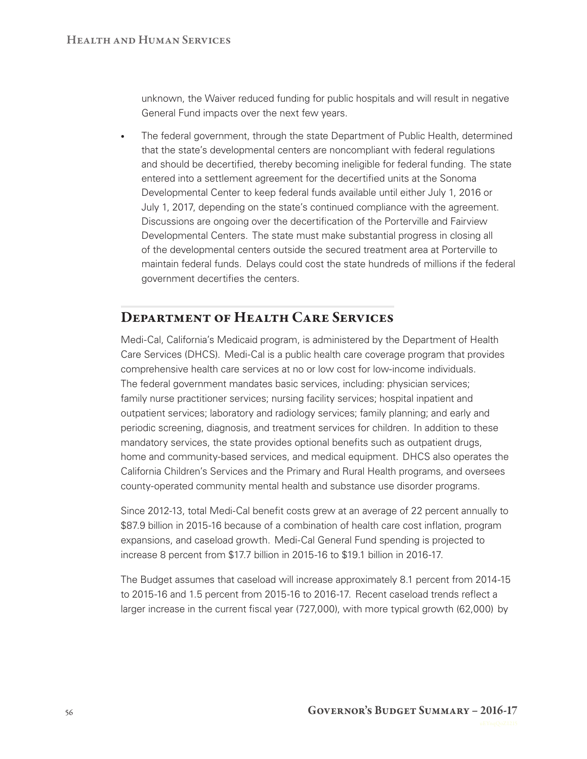unknown, the Waiver reduced funding for public hospitals and will result in negative General Fund impacts over the next few years.

- The federal government, through the state Department of Public Health, determined that the state's developmental centers are noncompliant with federal regulations and should be decertified, thereby becoming ineligible for federal funding. The state entered into a settlement agreement for the decertified units at the Sonoma Developmental Center to keep federal funds available until either July 1, 2016 or July 1, 2017, depending on the state's continued compliance with the agreement. Discussions are ongoing over the decertification of the Porterville and Fairview Developmental Centers. The state must make substantial progress in closing all of the developmental centers outside the secured treatment area at Porterville to maintain federal funds. Delays could cost the state hundreds of millions if the federal government decertifies the centers.

## Department of Health Care Services

Medi-Cal, California's Medicaid program, is administered by the Department of Health Care Services (DHCS). Medi-Cal is a public health care coverage program that provides comprehensive health care services at no or low cost for low-income individuals. The federal government mandates basic services, including: physician services; family nurse practitioner services; nursing facility services; hospital inpatient and outpatient services; laboratory and radiology services; family planning; and early and periodic screening, diagnosis, and treatment services for children. In addition to these mandatory services, the state provides optional benefits such as outpatient drugs, home and community-based services, and medical equipment. DHCS also operates the California Children's Services and the Primary and Rural Health programs, and oversees county-operated community mental health and substance use disorder programs.

Since 2012-13, total Medi-Cal benefit costs grew at an average of 22 percent annually to \$87.9 billion in 2015-16 because of a combination of health care cost inflation, program expansions, and caseload growth. Medi-Cal General Fund spending is projected to increase 8 percent from \$17.7 billion in 2015-16 to \$19.1 billion in 2016-17.

The Budget assumes that caseload will increase approximately 8.1 percent from 2014-15 to 2015-16 and 1.5 percent from 2015-16 to 2016-17. Recent caseload trends reflect a larger increase in the current fiscal year (727,000), with more typical growth (62,000) by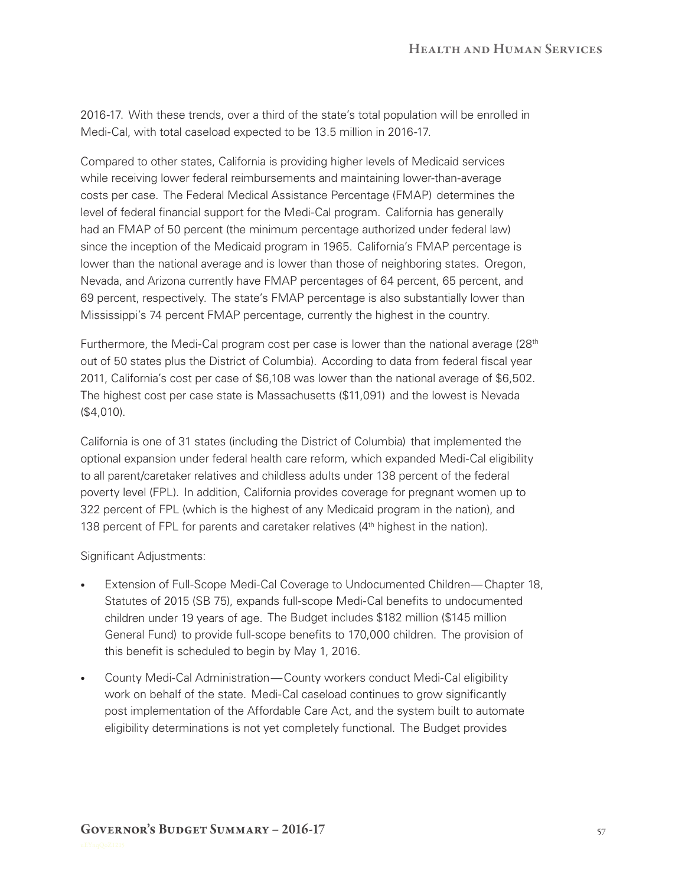2016-17. With these trends, over a third of the state's total population will be enrolled in Medi-Cal, with total caseload expected to be 13.5 million in 2016-17.

Compared to other states, California is providing higher levels of Medicaid services while receiving lower federal reimbursements and maintaining lower-than-average costs per case. The Federal Medical Assistance Percentage (FMAP) determines the level of federal financial support for the Medi-Cal program. California has generally had an FMAP of 50 percent (the minimum percentage authorized under federal law) since the inception of the Medicaid program in 1965. California's FMAP percentage is lower than the national average and is lower than those of neighboring states. Oregon, Nevada, and Arizona currently have FMAP percentages of 64 percent, 65 percent, and 69 percent, respectively. The state's FMAP percentage is also substantially lower than Mississippi's 74 percent FMAP percentage, currently the highest in the country.

Furthermore, the Medi-Cal program cost per case is lower than the national average (28th out of 50 states plus the District of Columbia). According to data from federal fiscal year 2011, California's cost per case of $6,108 was lower than the national average of $6,502. The highest cost per case state is Massachusetts ($11,091) and the lowest is Nevada ($4,010).

California is one of 31 states (including the District of Columbia) that implemented the optional expansion under federal health care reform, which expanded Medi-Cal eligibility to all parent/caretaker relatives and childless adults under 138 percent of the federal poverty level (FPL). In addition, California provides coverage for pregnant women up to 322 percent of FPL (which is the highest of any Medicaid program in the nation), and 138 percent of FPL for parents and caretaker relatives (4th highest in the nation).

Significant Adjustments:

- Extension of Full-Scope Medi-Cal Coverage to Undocumented Children—Chapter 18, Statutes of 2015 (SB 75), expands full-scope Medi-Cal benefits to undocumented children under 19 years of age. The Budget includes $182 million ($145 million General Fund) to provide full-scope benefits to 170,000 children. The provision of this benefit is scheduled to begin by May 1, 2016.
- County Medi-Cal Administration—County workers conduct Medi-Cal eligibility work on behalf of the state. Medi-Cal caseload continues to grow significantly post implementation of the Affordable Care Act, and the system built to automate eligibility determinations is not yet completely functional. The Budget provides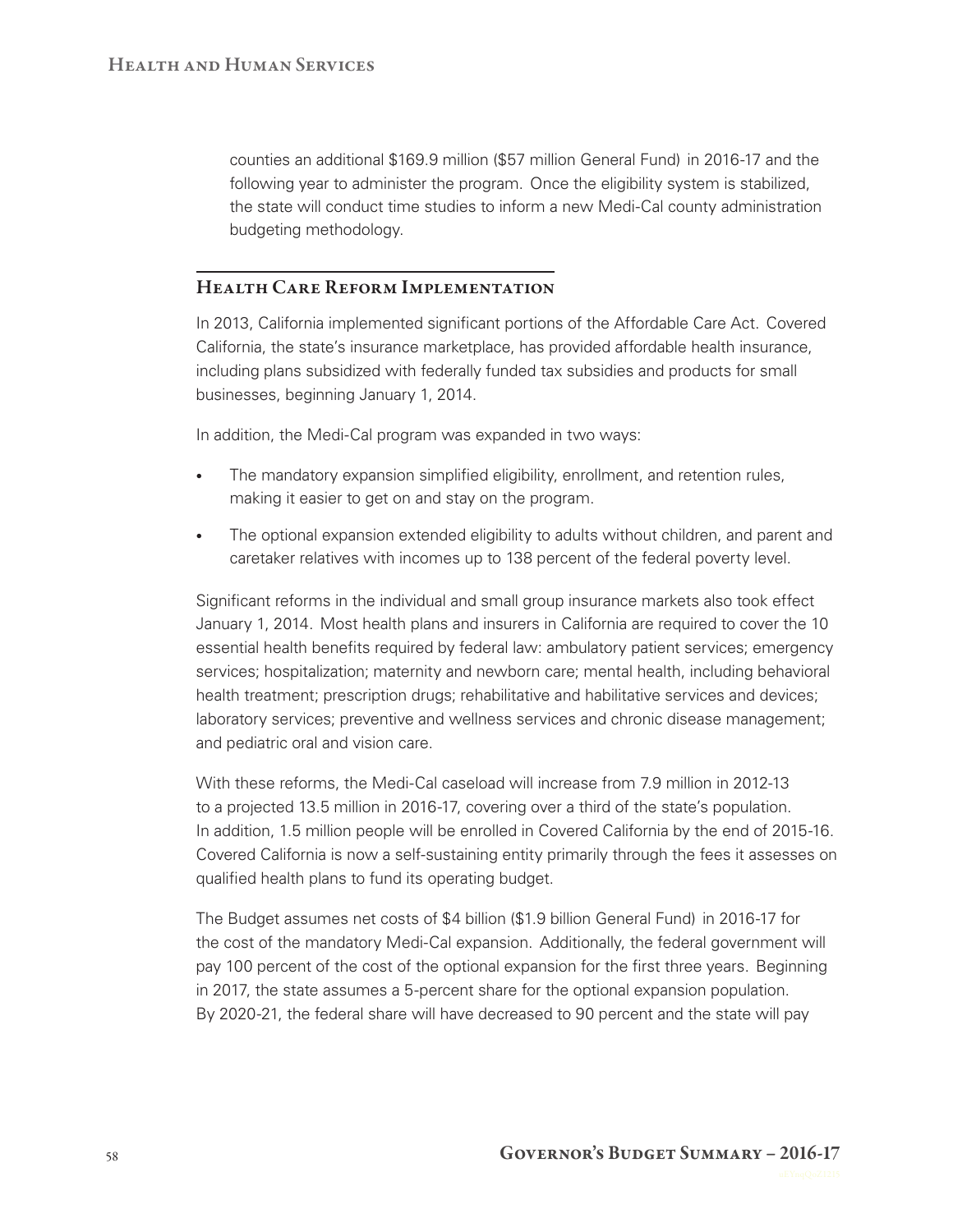counties an additional $169.9 million ($57 million General Fund) in 2016-17 and the following year to administer the program. Once the eligibility system is stabilized, the state will conduct time studies to inform a new Medi-Cal county administration budgeting methodology.

## Health Care Reform Implementation

In 2013, California implemented significant portions of the Affordable Care Act. Covered California, the state's insurance marketplace, has provided affordable health insurance, including plans subsidized with federally funded tax subsidies and products for small businesses, beginning January 1, 2014.

In addition, the Medi-Cal program was expanded in two ways:

- The mandatory expansion simplified eligibility, enrollment, and retention rules, making it easier to get on and stay on the program.
- The optional expansion extended eligibility to adults without children, and parent and caretaker relatives with incomes up to 138 percent of the federal poverty level.

Significant reforms in the individual and small group insurance markets also took effect January 1, 2014. Most health plans and insurers in California are required to cover the 10 essential health benefits required by federal law: ambulatory patient services; emergency services; hospitalization; maternity and newborn care; mental health, including behavioral health treatment; prescription drugs; rehabilitative and habilitative services and devices; laboratory services; preventive and wellness services and chronic disease management; and pediatric oral and vision care.

With these reforms, the Medi-Cal caseload will increase from 7.9 million in 2012-13 to a projected 13.5 million in 2016-17, covering over a third of the state's population. In addition, 1.5 million people will be enrolled in Covered California by the end of 2015-16. Covered California is now a self-sustaining entity primarily through the fees it assesses on qualified health plans to fund its operating budget.

The Budget assumes net costs of $4 billion ($1.9 billion General Fund) in 2016-17 for the cost of the mandatory Medi-Cal expansion. Additionally, the federal government will pay 100 percent of the cost of the optional expansion for the first three years. Beginning in 2017, the state assumes a 5-percent share for the optional expansion population. By 2020-21, the federal share will have decreased to 90 percent and the state will pay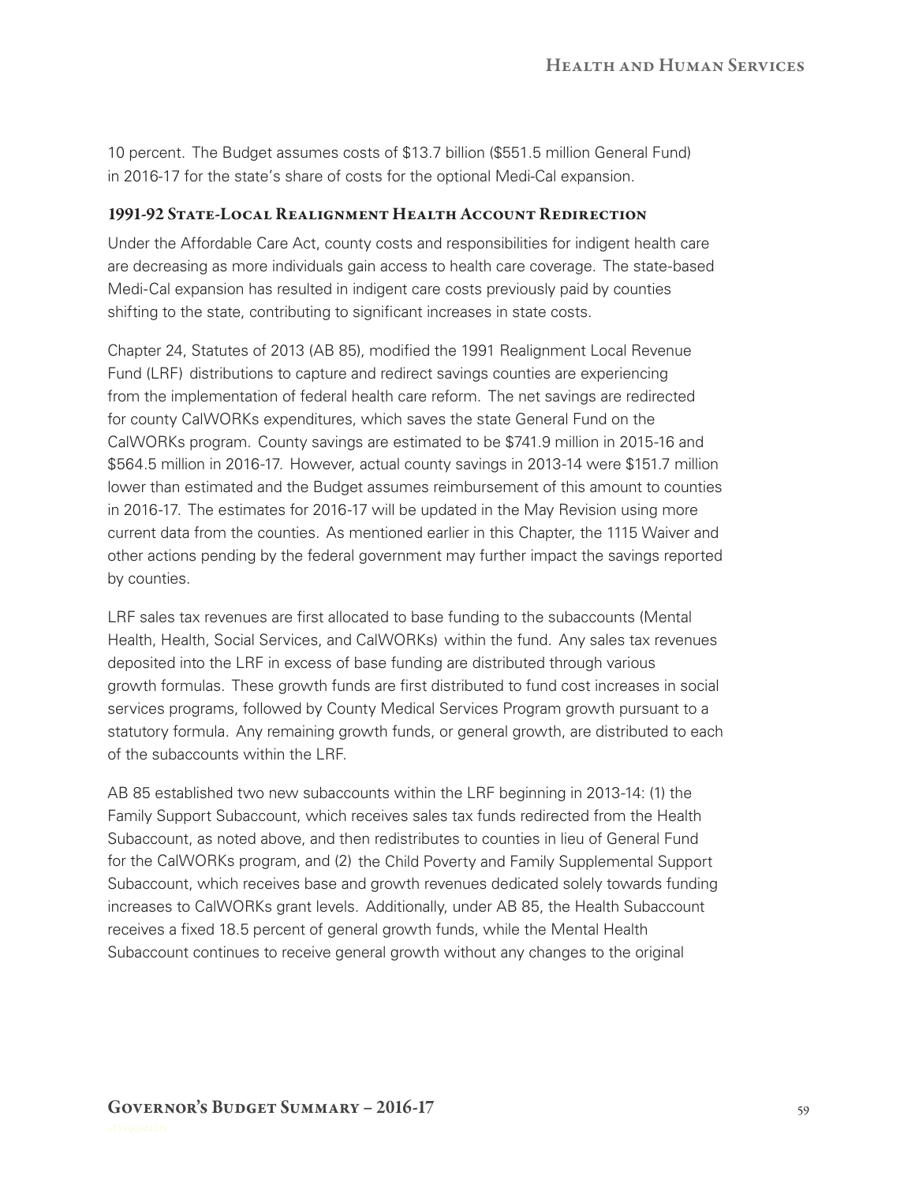10 percent. The Budget assumes costs of $13.7 billion ($551.5 million General Fund) in 2016-17 for the state's share of costs for the optional Medi-Cal expansion.

### 1991-92 State-Local Realignment Health Account Redirection

Under the Affordable Care Act, county costs and responsibilities for indigent health care are decreasing as more individuals gain access to health care coverage. The state-based Medi-Cal expansion has resulted in indigent care costs previously paid by counties shifting to the state, contributing to significant increases in state costs.

Chapter 24, Statutes of 2013 (AB 85), modified the 1991 Realignment Local Revenue Fund (LRF) distributions to capture and redirect savings counties are experiencing from the implementation of federal health care reform. The net savings are redirected for county CalWORKs expenditures, which saves the state General Fund on the CalWORKs program. County savings are estimated to be $741.9 million in 2015-16 and $564.5 million in 2016-17. However, actual county savings in 2013-14 were $151.7 million lower than estimated and the Budget assumes reimbursement of this amount to counties in 2016-17. The estimates for 2016-17 will be updated in the May Revision using more current data from the counties. As mentioned earlier in this Chapter, the 1115 Waiver and other actions pending by the federal government may further impact the savings reported by counties.

LRF sales tax revenues are first allocated to base funding to the subaccounts (Mental Health, Health, Social Services, and CalWORKs) within the fund. Any sales tax revenues deposited into the LRF in excess of base funding are distributed through various growth formulas. These growth funds are first distributed to fund cost increases in social services programs, followed by County Medical Services Program growth pursuant to a statutory formula. Any remaining growth funds, or general growth, are distributed to each of the subaccounts within the LRF.

AB 85 established two new subaccounts within the LRF beginning in 2013-14: (1) the Family Support Subaccount, which receives sales tax funds redirected from the Health Subaccount, as noted above, and then redistributes to counties in lieu of General Fund for the CalWORKs program, and (2) the Child Poverty and Family Supplemental Support Subaccount, which receives base and growth revenues dedicated solely towards funding increases to CalWORKs grant levels. Additionally, under AB 85, the Health Subaccount receives a fixed 18.5 percent of general growth funds, while the Mental Health Subaccount continues to receive general growth without any changes to the original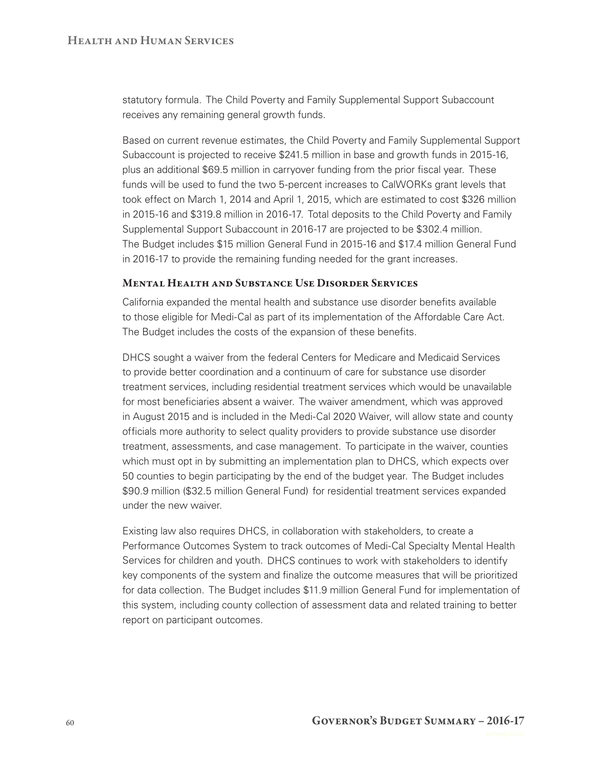statutory formula. The Child Poverty and Family Supplemental Support Subaccount receives any remaining general growth funds.

Based on current revenue estimates, the Child Poverty and Family Supplemental Support Subaccount is projected to receive $241.5 million in base and growth funds in 2015-16, plus an additional $69.5 million in carryover funding from the prior fiscal year. These funds will be used to fund the two 5-percent increases to CalWORKs grant levels that took effect on March 1, 2014 and April 1, 2015, which are estimated to cost $326 million in 2015-16 and $319.8 million in 2016-17. Total deposits to the Child Poverty and Family Supplemental Support Subaccount in 2016-17 are projected to be $302.4 million. The Budget includes $15 million General Fund in 2015-16 and $17.4 million General Fund in 2016-17 to provide the remaining funding needed for the grant increases.

### Mental Health and Substance Use Disorder Services

California expanded the mental health and substance use disorder benefits available to those eligible for Medi-Cal as part of its implementation of the Affordable Care Act. The Budget includes the costs of the expansion of these benefits.

DHCS sought a waiver from the federal Centers for Medicare and Medicaid Services to provide better coordination and a continuum of care for substance use disorder treatment services, including residential treatment services which would be unavailable for most beneficiaries absent a waiver. The waiver amendment, which was approved in August 2015 and is included in the Medi-Cal 2020 Waiver, will allow state and county officials more authority to select quality providers to provide substance use disorder treatment, assessments, and case management. To participate in the waiver, counties which must opt in by submitting an implementation plan to DHCS, which expects over 50 counties to begin participating by the end of the budget year. The Budget includes $90.9 million ($32.5 million General Fund) for residential treatment services expanded under the new waiver.

Existing law also requires DHCS, in collaboration with stakeholders, to create a Performance Outcomes System to track outcomes of Medi-Cal Specialty Mental Health Services for children and youth. DHCS continues to work with stakeholders to identify key components of the system and finalize the outcome measures that will be prioritized for data collection. The Budget includes $11.9 million General Fund for implementation of this system, including county collection of assessment data and related training to better report on participant outcomes.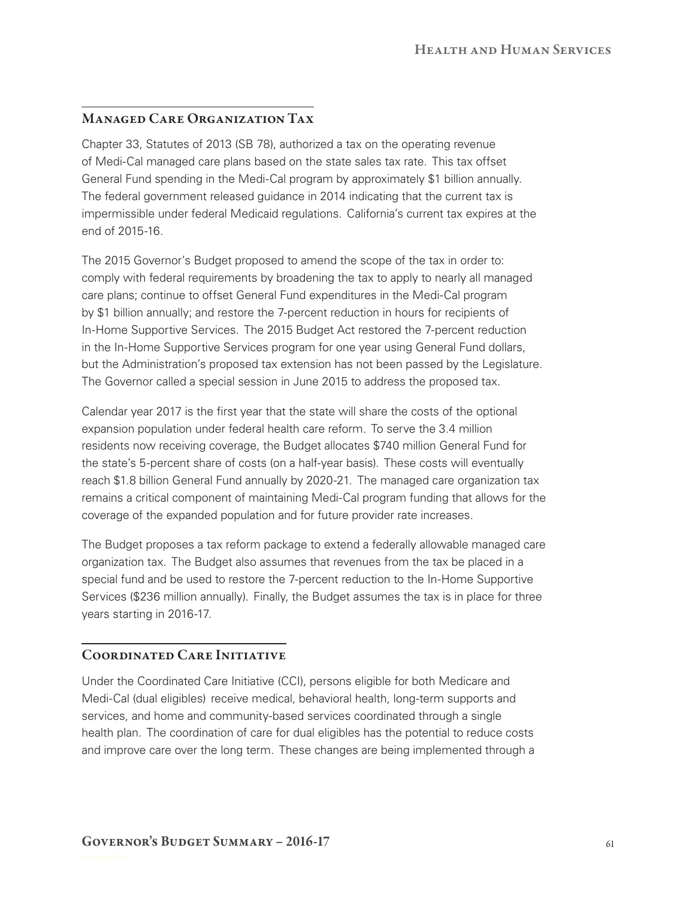## Managed Care Organization Tax

Chapter 33, Statutes of 2013 (SB 78), authorized a tax on the operating revenue of Medi-Cal managed care plans based on the state sales tax rate. This tax offset General Fund spending in the Medi-Cal program by approximately $1 billion annually. The federal government released guidance in 2014 indicating that the current tax is impermissible under federal Medicaid regulations. California's current tax expires at the end of 2015-16.

The 2015 Governor's Budget proposed to amend the scope of the tax in order to: comply with federal requirements by broadening the tax to apply to nearly all managed care plans; continue to offset General Fund expenditures in the Medi-Cal program by $1 billion annually; and restore the 7-percent reduction in hours for recipients of In-Home Supportive Services. The 2015 Budget Act restored the 7-percent reduction in the In-Home Supportive Services program for one year using General Fund dollars, but the Administration's proposed tax extension has not been passed by the Legislature. The Governor called a special session in June 2015 to address the proposed tax.

Calendar year 2017 is the first year that the state will share the costs of the optional expansion population under federal health care reform. To serve the 3.4 million residents now receiving coverage, the Budget allocates $740 million General Fund for the state's 5-percent share of costs (on a half-year basis). These costs will eventually reach $1.8 billion General Fund annually by 2020-21. The managed care organization tax remains a critical component of maintaining Medi-Cal program funding that allows for the coverage of the expanded population and for future provider rate increases.

The Budget proposes a tax reform package to extend a federally allowable managed care organization tax. The Budget also assumes that revenues from the tax be placed in a special fund and be used to restore the 7-percent reduction to the In-Home Supportive Services ($236 million annually). Finally, the Budget assumes the tax is in place for three years starting in 2016-17.

## Coordinated Care Initiative

Under the Coordinated Care Initiative (CCI), persons eligible for both Medicare and Medi-Cal (dual eligibles) receive medical, behavioral health, long-term supports and services, and home and community-based services coordinated through a single health plan. The coordination of care for dual eligibles has the potential to reduce costs and improve care over the long term. These changes are being implemented through a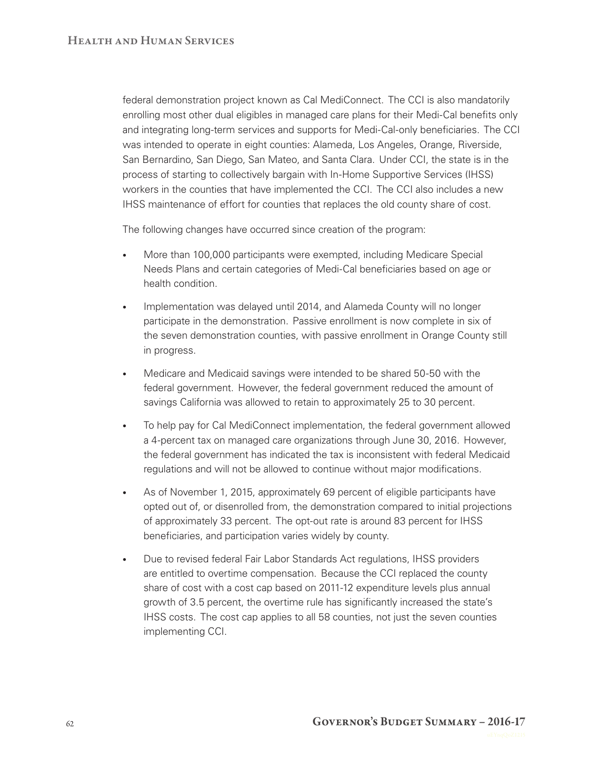federal demonstration project known as Cal MediConnect. The CCI is also mandatorily enrolling most other dual eligibles in managed care plans for their Medi-Cal benefits only and integrating long-term services and supports for Medi-Cal-only beneficiaries. The CCI was intended to operate in eight counties: Alameda, Los Angeles, Orange, Riverside, San Bernardino, San Diego, San Mateo, and Santa Clara. Under CCI, the state is in the process of starting to collectively bargain with In-Home Supportive Services (IHSS) workers in the counties that have implemented the CCI. The CCI also includes a new IHSS maintenance of effort for counties that replaces the old county share of cost.

The following changes have occurred since creation of the program:

- More than 100,000 participants were exempted, including Medicare Special Needs Plans and certain categories of Medi-Cal beneficiaries based on age or health condition.
- Implementation was delayed until 2014, and Alameda County will no longer participate in the demonstration. Passive enrollment is now complete in six of the seven demonstration counties, with passive enrollment in Orange County still in progress.
- Medicare and Medicaid savings were intended to be shared 50-50 with the federal government. However, the federal government reduced the amount of savings California was allowed to retain to approximately 25 to 30 percent.
- To help pay for Cal MediConnect implementation, the federal government allowed a 4-percent tax on managed care organizations through June 30, 2016. However, the federal government has indicated the tax is inconsistent with federal Medicaid regulations and will not be allowed to continue without major modifications.
- As of November 1, 2015, approximately 69 percent of eligible participants have opted out of, or disenrolled from, the demonstration compared to initial projections of approximately 33 percent. The opt-out rate is around 83 percent for IHSS beneficiaries, and participation varies widely by county.
- Due to revised federal Fair Labor Standards Act regulations, IHSS providers are entitled to overtime compensation. Because the CCI replaced the county share of cost with a cost cap based on 2011-12 expenditure levels plus annual growth of 3.5 percent, the overtime rule has significantly increased the state's IHSS costs. The cost cap applies to all 58 counties, not just the seven counties implementing CCI.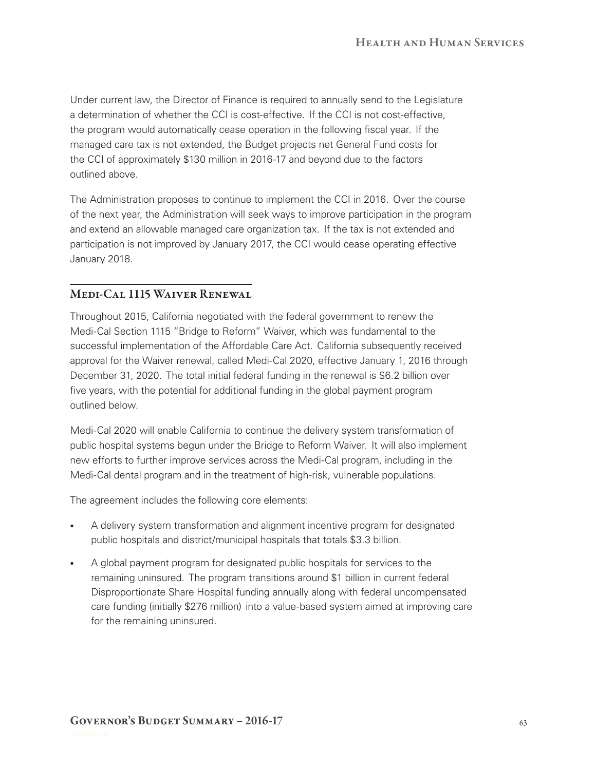Under current law, the Director of Finance is required to annually send to the Legislature a determination of whether the CCI is cost-effective. If the CCI is not cost-effective, the program would automatically cease operation in the following fiscal year. If the managed care tax is not extended, the Budget projects net General Fund costs for the CCI of approximately $130 million in 2016-17 and beyond due to the factors outlined above.

The Administration proposes to continue to implement the CCI in 2016. Over the course of the next year, the Administration will seek ways to improve participation in the program and extend an allowable managed care organization tax. If the tax is not extended and participation is not improved by January 2017, the CCI would cease operating effective January 2018.

## Medi-Cal 1115 Waiver Renewal

Throughout 2015, California negotiated with the federal government to renew the Medi-Cal Section 1115 "Bridge to Reform" Waiver, which was fundamental to the successful implementation of the Affordable Care Act. California subsequently received approval for the Waiver renewal, called Medi-Cal 2020, effective January 1, 2016 through December 31, 2020. The total initial federal funding in the renewal is $6.2 billion over five years, with the potential for additional funding in the global payment program outlined below.

Medi-Cal 2020 will enable California to continue the delivery system transformation of public hospital systems begun under the Bridge to Reform Waiver. It will also implement new efforts to further improve services across the Medi-Cal program, including in the Medi-Cal dental program and in the treatment of high-risk, vulnerable populations.

The agreement includes the following core elements:

- A delivery system transformation and alignment incentive program for designated public hospitals and district/municipal hospitals that totals $3.3 billion.
- A global payment program for designated public hospitals for services to the remaining uninsured. The program transitions around $1 billion in current federal Disproportionate Share Hospital funding annually along with federal uncompensated care funding (initially $276 million) into a value-based system aimed at improving care for the remaining uninsured.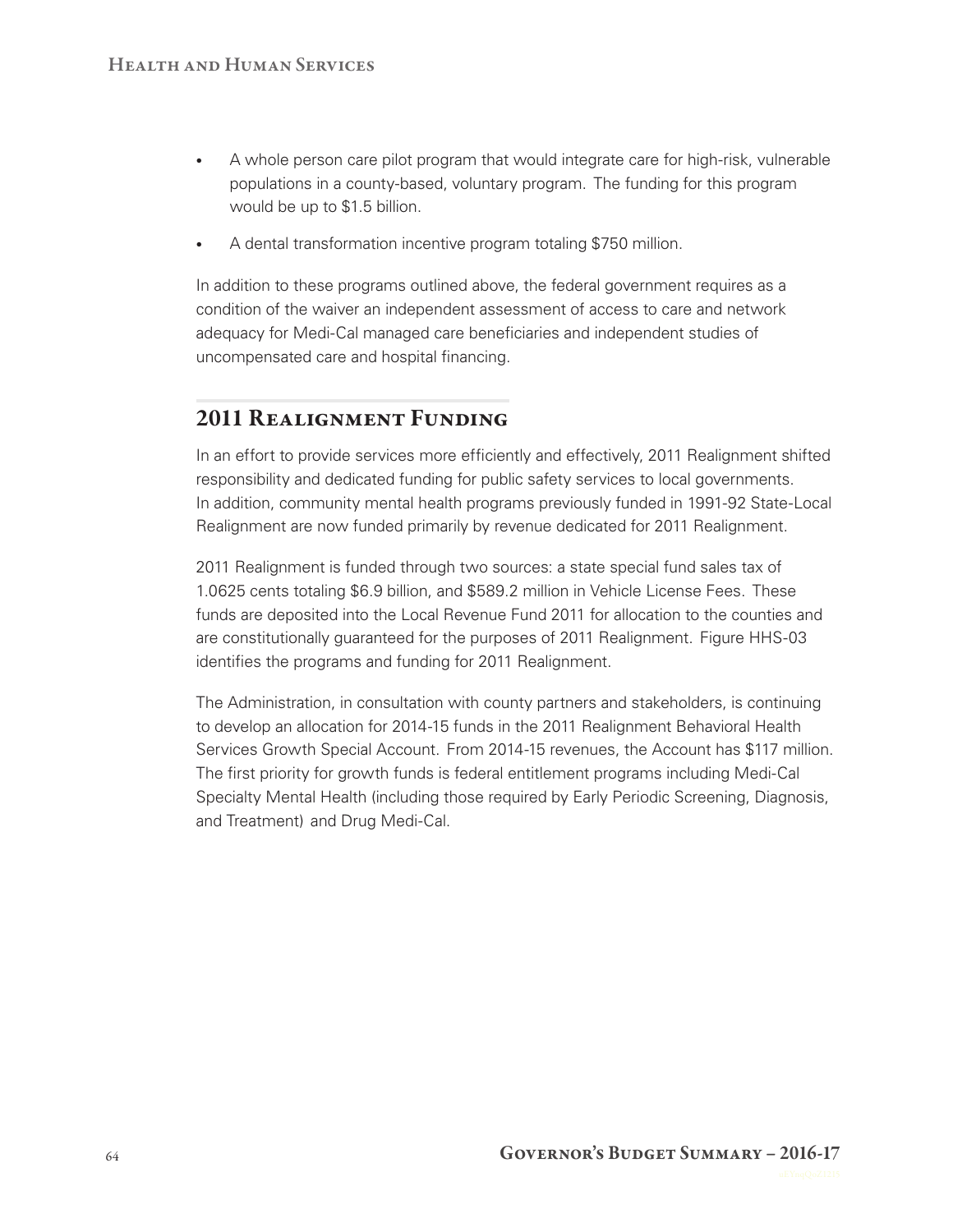- A whole person care pilot program that would integrate care for high-risk, vulnerable populations in a county-based, voluntary program. The funding for this program would be up to $1.5 billion.
- A dental transformation incentive program totaling $750 million.

In addition to these programs outlined above, the federal government requires as a condition of the waiver an independent assessment of access to care and network adequacy for Medi-Cal managed care beneficiaries and independent studies of uncompensated care and hospital financing.

## 2011 Realignment Funding

In an effort to provide services more efficiently and effectively, 2011 Realignment shifted responsibility and dedicated funding for public safety services to local governments. In addition, community mental health programs previously funded in 1991-92 State-Local Realignment are now funded primarily by revenue dedicated for 2011 Realignment.

2011 Realignment is funded through two sources: a state special fund sales tax of 1.0625 cents totaling $6.9 billion, and $589.2 million in Vehicle License Fees. These funds are deposited into the Local Revenue Fund 2011 for allocation to the counties and are constitutionally guaranteed for the purposes of 2011 Realignment. Figure HHS-03 identifies the programs and funding for 2011 Realignment.

The Administration, in consultation with county partners and stakeholders, is continuing to develop an allocation for 2014-15 funds in the 2011 Realignment Behavioral Health Services Growth Special Account. From 2014-15 revenues, the Account has $117 million. The first priority for growth funds is federal entitlement programs including Medi-Cal Specialty Mental Health (including those required by Early Periodic Screening, Diagnosis, and Treatment) and Drug Medi-Cal.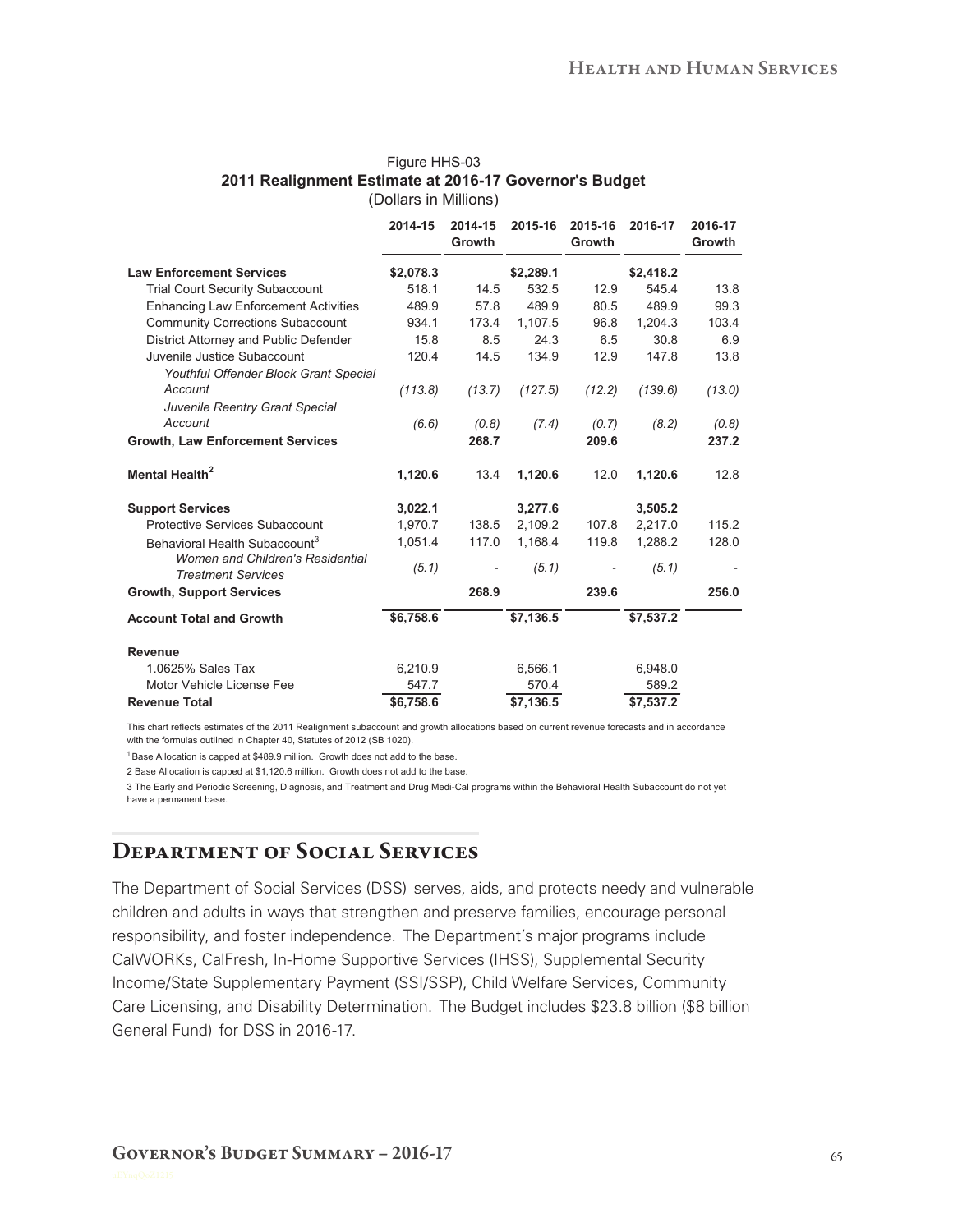Figure HHS-03

**2011 Realignment Estimate at 2016-17 Governor's Budget**

(Dollars in Millions)

| | 2014-15 | 2014-15 Growth | 2015-16 | 2015-16 Growth | 2016-17 | 2016-17 Growth |
|---|---|---|---|---|---|---|
| **Law Enforcement Services** | **$2,078.3** | | **$2,289.1** | | **$2,418.2** | |
| Trial Court Security Subaccount | 518.1 | 14.5 | 532.5 | 12.9 | 545.4 | 13.8 |
| Enhancing Law Enforcement Activities | 489.9 | 57.8 | 489.9 | 80.5 | 489.9 | 99.3 |
| Community Corrections Subaccount | 934.1 | 173.4 | 1,107.5 | 96.8 | 1,204.3 | 103.4 |
| District Attorney and Public Defender | 15.8 | 8.5 | 24.3 | 6.5 | 30.8 | 6.9 |
| Juvenile Justice Subaccount | 120.4 | 14.5 | 134.9 | 12.9 | 147.8 | 13.8 |
| *Youthful Offender Block Grant Special Account* | *(113.8)* | *(13.7)* | *(127.5)* | *(12.2)* | *(139.6)* | *(13.0)* |
| *Juvenile Reentry Grant Special Account* | *(6.6)* | *(0.8)* | *(7.4)* | *(0.7)* | *(8.2)* | *(0.8)* |
| **Growth, Law Enforcement Services** | | **268.7** | | **209.6** | | **237.2** |
| **Mental Health[2]** | **1,120.6** | 13.4 | **1,120.6** | 12.0 | **1,120.6** | 12.8 |
| **Support Services** | **3,022.1** | | **3,277.6** | | **3,505.2** | |
| Protective Services Subaccount | 1,970.7 | 138.5 | 2,109.2 | 107.8 | 2,217.0 | 115.2 |
| Behavioral Health Subaccount[3] | 1,051.4 | 117.0 | 1,168.4 | 119.8 | 1,288.2 | 128.0 |
| *Women and Children's Residential Treatment Services* | *(5.1)* | - | *(5.1)* | - | *(5.1)* | - |
| **Growth, Support Services** | | **268.9** | | **239.6** | | **256.0** |
| **Account Total and Growth** | **$6,758.6** | | **$7,136.5** | | **$7,537.2** | |
| **Revenue** | | | | | | |
| 1.0625% Sales Tax | 6,210.9 | | 6,566.1 | | 6,948.0 | |
| Motor Vehicle License Fee | 547.7 | | 570.4 | | 589.2 | |
| **Revenue Total** | **$6,758.6** | | **$7,136.5** | | **$7,537.2** | |

This chart reflects estimates of the 2011 Realignment subaccount and growth allocations based on current revenue forecasts and in accordance with the formulas outlined in Chapter 40, Statutes of 2012 (SB 1020).

[1] Base Allocation is capped at $489.9 million. Growth does not add to the base.

2 Base Allocation is capped at $1,120.6 million. Growth does not add to the base.

3 The Early and Periodic Screening, Diagnosis, and Treatment and Drug Medi-Cal programs within the Behavioral Health Subaccount do not yet have a permanent base.

## Department of Social Services

The Department of Social Services (DSS) serves, aids, and protects needy and vulnerable children and adults in ways that strengthen and preserve families, encourage personal responsibility, and foster independence. The Department's major programs include CalWORKs, CalFresh, In-Home Supportive Services (IHSS), Supplemental Security Income/State Supplementary Payment (SSI/SSP), Child Welfare Services, Community Care Licensing, and Disability Determination. The Budget includes $23.8 billion ($8 billion General Fund) for DSS in 2016-17.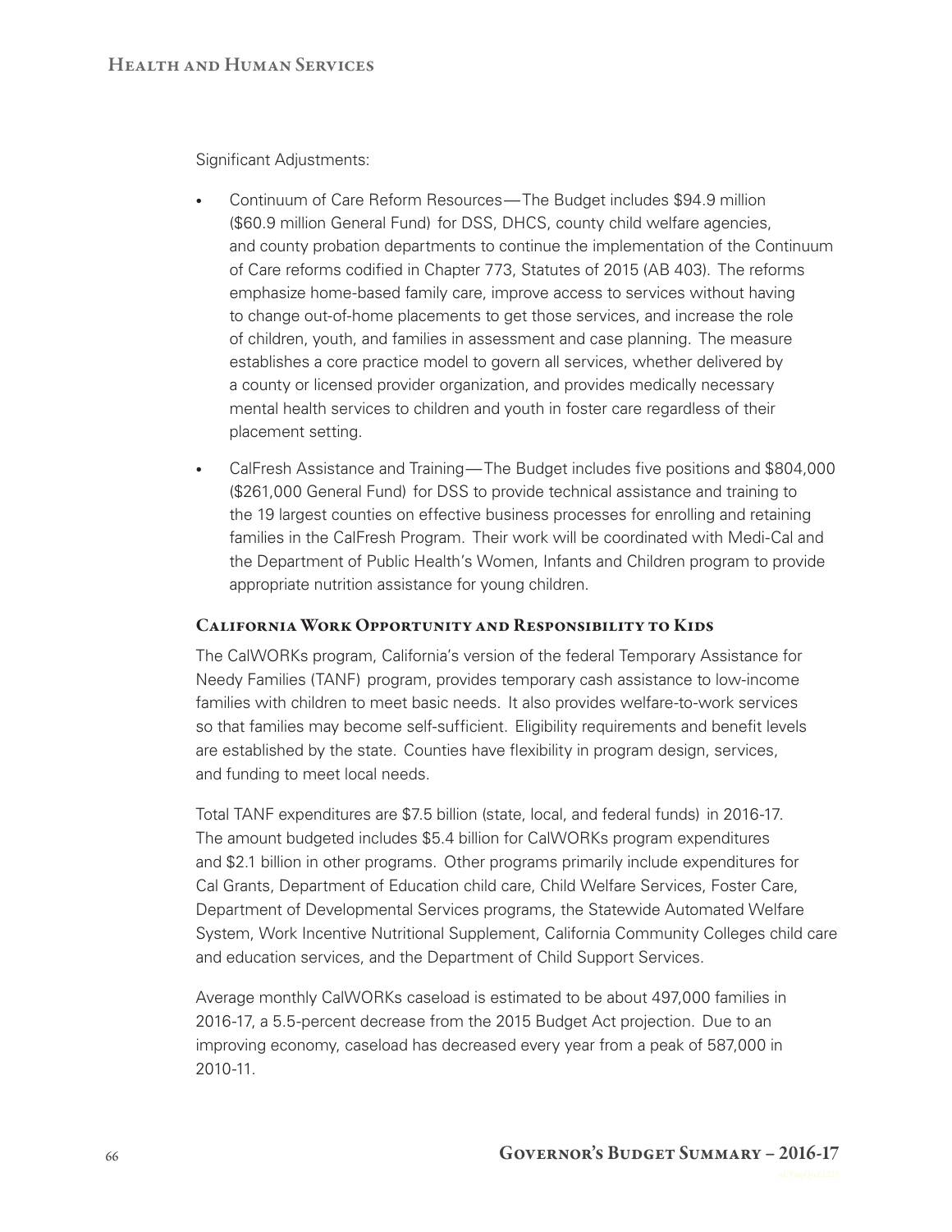Significant Adjustments:

- Continuum of Care Reform Resources—The Budget includes $94.9 million ($60.9 million General Fund) for DSS, DHCS, county child welfare agencies, and county probation departments to continue the implementation of the Continuum of Care reforms codified in Chapter 773, Statutes of 2015 (AB 403). The reforms emphasize home-based family care, improve access to services without having to change out-of-home placements to get those services, and increase the role of children, youth, and families in assessment and case planning. The measure establishes a core practice model to govern all services, whether delivered by a county or licensed provider organization, and provides medically necessary mental health services to children and youth in foster care regardless of their placement setting.
- CalFresh Assistance and Training—The Budget includes five positions and $804,000 ($261,000 General Fund) for DSS to provide technical assistance and training to the 19 largest counties on effective business processes for enrolling and retaining families in the CalFresh Program. Their work will be coordinated with Medi-Cal and the Department of Public Health's Women, Infants and Children program to provide appropriate nutrition assistance for young children.

## California Work Opportunity and Responsibility to Kids

The CalWORKs program, California's version of the federal Temporary Assistance for Needy Families (TANF) program, provides temporary cash assistance to low-income families with children to meet basic needs. It also provides welfare-to-work services so that families may become self-sufficient. Eligibility requirements and benefit levels are established by the state. Counties have flexibility in program design, services, and funding to meet local needs.

Total TANF expenditures are $7.5 billion (state, local, and federal funds) in 2016-17. The amount budgeted includes $5.4 billion for CalWORKs program expenditures and $2.1 billion in other programs. Other programs primarily include expenditures for Cal Grants, Department of Education child care, Child Welfare Services, Foster Care, Department of Developmental Services programs, the Statewide Automated Welfare System, Work Incentive Nutritional Supplement, California Community Colleges child care and education services, and the Department of Child Support Services.

Average monthly CalWORKs caseload is estimated to be about 497,000 families in 2016-17, a 5.5-percent decrease from the 2015 Budget Act projection. Due to an improving economy, caseload has decreased every year from a peak of 587,000 in 2010-11.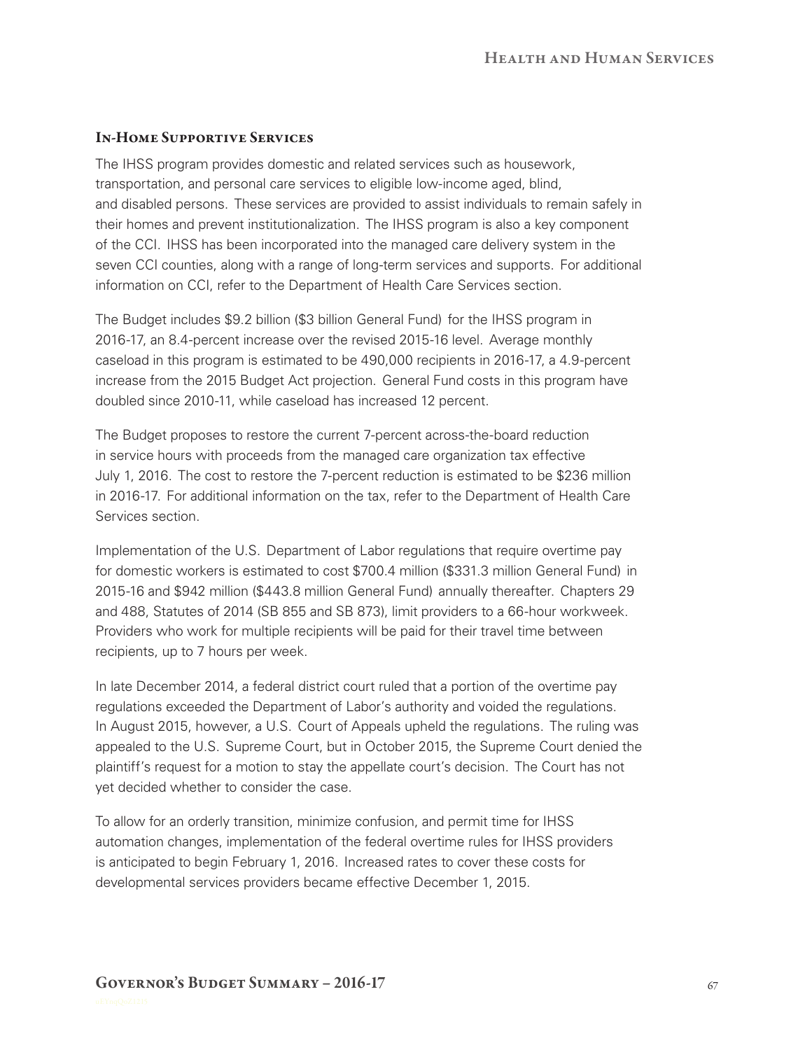## In-Home Supportive Services

The IHSS program provides domestic and related services such as housework, transportation, and personal care services to eligible low-income aged, blind, and disabled persons. These services are provided to assist individuals to remain safely in their homes and prevent institutionalization. The IHSS program is also a key component of the CCI. IHSS has been incorporated into the managed care delivery system in the seven CCI counties, along with a range of long-term services and supports. For additional information on CCI, refer to the Department of Health Care Services section.

The Budget includes $9.2 billion ($3 billion General Fund) for the IHSS program in 2016-17, an 8.4-percent increase over the revised 2015-16 level. Average monthly caseload in this program is estimated to be 490,000 recipients in 2016-17, a 4.9-percent increase from the 2015 Budget Act projection. General Fund costs in this program have doubled since 2010-11, while caseload has increased 12 percent.

The Budget proposes to restore the current 7-percent across-the-board reduction in service hours with proceeds from the managed care organization tax effective July 1, 2016. The cost to restore the 7-percent reduction is estimated to be $236 million in 2016-17. For additional information on the tax, refer to the Department of Health Care Services section.

Implementation of the U.S. Department of Labor regulations that require overtime pay for domestic workers is estimated to cost $700.4 million ($331.3 million General Fund) in 2015-16 and $942 million ($443.8 million General Fund) annually thereafter. Chapters 29 and 488, Statutes of 2014 (SB 855 and SB 873), limit providers to a 66-hour workweek. Providers who work for multiple recipients will be paid for their travel time between recipients, up to 7 hours per week.

In late December 2014, a federal district court ruled that a portion of the overtime pay regulations exceeded the Department of Labor's authority and voided the regulations. In August 2015, however, a U.S. Court of Appeals upheld the regulations. The ruling was appealed to the U.S. Supreme Court, but in October 2015, the Supreme Court denied the plaintiff's request for a motion to stay the appellate court's decision. The Court has not yet decided whether to consider the case.

To allow for an orderly transition, minimize confusion, and permit time for IHSS automation changes, implementation of the federal overtime rules for IHSS providers is anticipated to begin February 1, 2016. Increased rates to cover these costs for developmental services providers became effective December 1, 2015.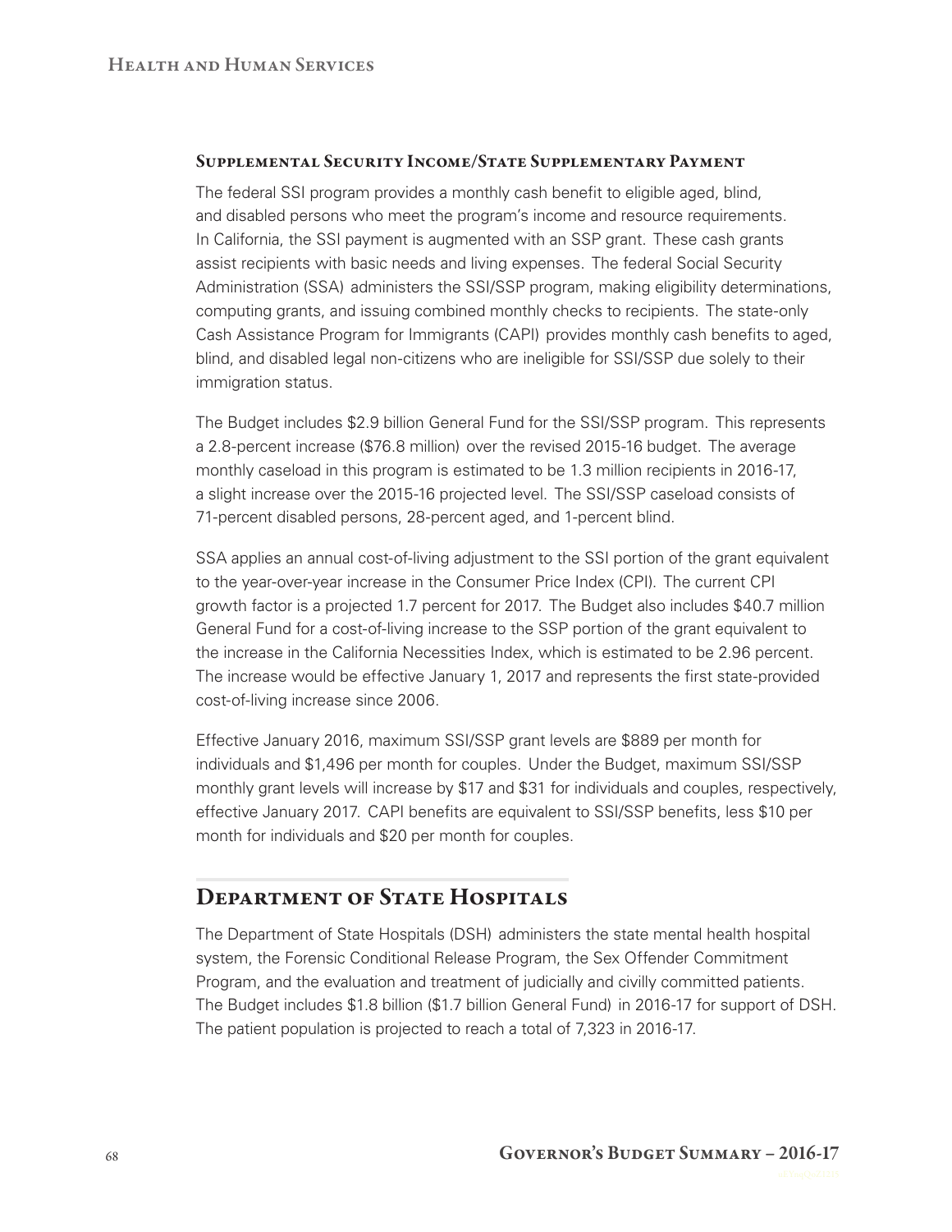### Supplemental Security Income/State Supplementary Payment

The federal SSI program provides a monthly cash benefit to eligible aged, blind, and disabled persons who meet the program's income and resource requirements. In California, the SSI payment is augmented with an SSP grant. These cash grants assist recipients with basic needs and living expenses. The federal Social Security Administration (SSA) administers the SSI/SSP program, making eligibility determinations, computing grants, and issuing combined monthly checks to recipients. The state-only Cash Assistance Program for Immigrants (CAPI) provides monthly cash benefits to aged, blind, and disabled legal non-citizens who are ineligible for SSI/SSP due solely to their immigration status.

The Budget includes $2.9 billion General Fund for the SSI/SSP program. This represents a 2.8-percent increase ($76.8 million) over the revised 2015-16 budget. The average monthly caseload in this program is estimated to be 1.3 million recipients in 2016-17, a slight increase over the 2015-16 projected level. The SSI/SSP caseload consists of 71-percent disabled persons, 28-percent aged, and 1-percent blind.

SSA applies an annual cost-of-living adjustment to the SSI portion of the grant equivalent to the year-over-year increase in the Consumer Price Index (CPI). The current CPI growth factor is a projected 1.7 percent for 2017. The Budget also includes $40.7 million General Fund for a cost-of-living increase to the SSP portion of the grant equivalent to the increase in the California Necessities Index, which is estimated to be 2.96 percent. The increase would be effective January 1, 2017 and represents the first state-provided cost-of-living increase since 2006.

Effective January 2016, maximum SSI/SSP grant levels are $889 per month for individuals and $1,496 per month for couples. Under the Budget, maximum SSI/SSP monthly grant levels will increase by $17 and $31 for individuals and couples, respectively, effective January 2017. CAPI benefits are equivalent to SSI/SSP benefits, less $10 per month for individuals and $20 per month for couples.

## Department of State Hospitals

The Department of State Hospitals (DSH) administers the state mental health hospital system, the Forensic Conditional Release Program, the Sex Offender Commitment Program, and the evaluation and treatment of judicially and civilly committed patients. The Budget includes $1.8 billion ($1.7 billion General Fund) in 2016-17 for support of DSH. The patient population is projected to reach a total of 7,323 in 2016-17.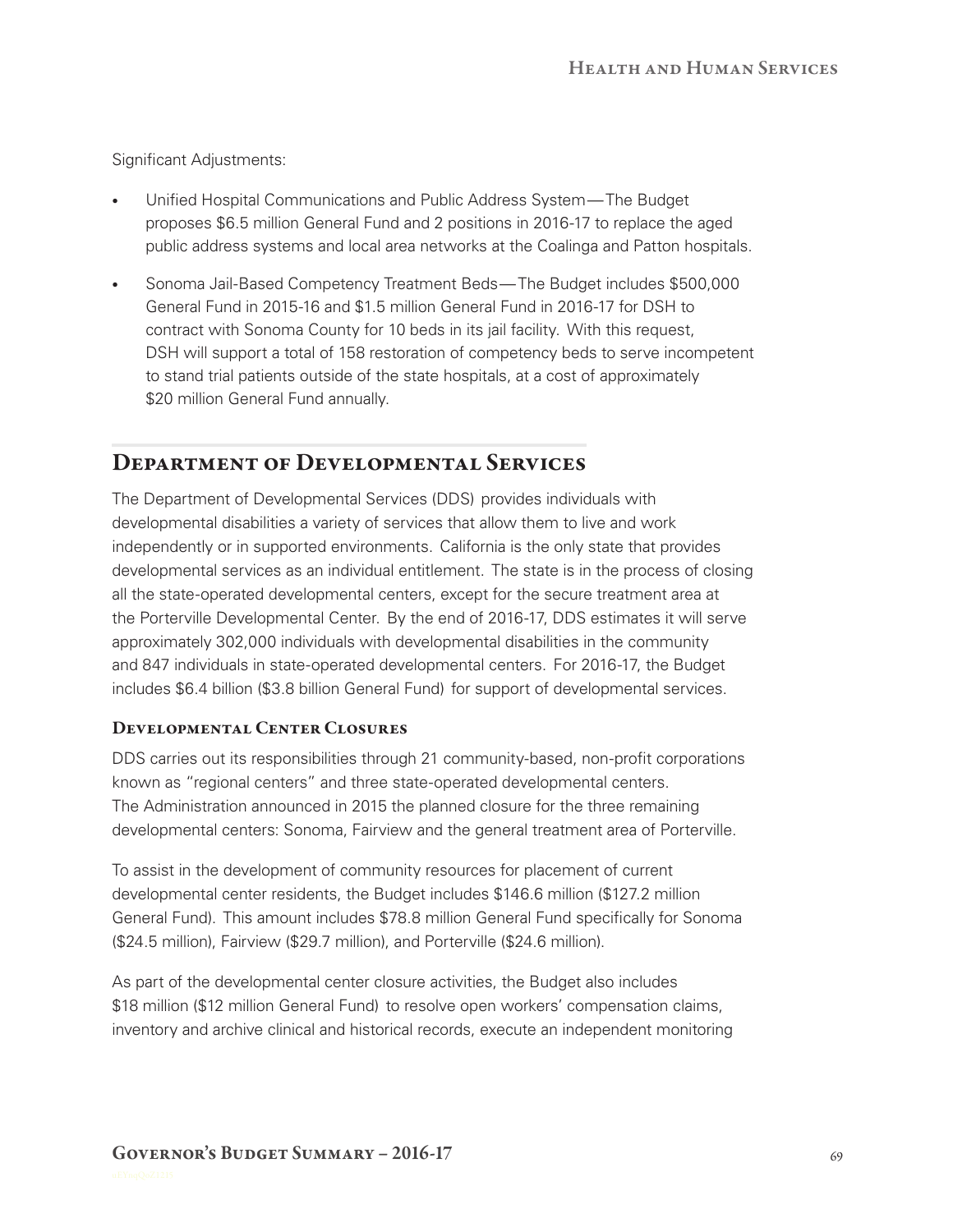Significant Adjustments:

- Unified Hospital Communications and Public Address System — The Budget proposes $6.5 million General Fund and 2 positions in 2016-17 to replace the aged public address systems and local area networks at the Coalinga and Patton hospitals.
- Sonoma Jail-Based Competency Treatment Beds — The Budget includes $500,000 General Fund in 2015-16 and $1.5 million General Fund in 2016-17 for DSH to contract with Sonoma County for 10 beds in its jail facility. With this request, DSH will support a total of 158 restoration of competency beds to serve incompetent to stand trial patients outside of the state hospitals, at a cost of approximately $20 million General Fund annually.

## Department of Developmental Services

The Department of Developmental Services (DDS) provides individuals with developmental disabilities a variety of services that allow them to live and work independently or in supported environments. California is the only state that provides developmental services as an individual entitlement. The state is in the process of closing all the state-operated developmental centers, except for the secure treatment area at the Porterville Developmental Center. By the end of 2016-17, DDS estimates it will serve approximately 302,000 individuals with developmental disabilities in the community and 847 individuals in state-operated developmental centers. For 2016-17, the Budget includes $6.4 billion ($3.8 billion General Fund) for support of developmental services.

### Developmental Center Closures

DDS carries out its responsibilities through 21 community-based, non-profit corporations known as "regional centers" and three state-operated developmental centers. The Administration announced in 2015 the planned closure for the three remaining developmental centers: Sonoma, Fairview and the general treatment area of Porterville.

To assist in the development of community resources for placement of current developmental center residents, the Budget includes $146.6 million ($127.2 million General Fund). This amount includes $78.8 million General Fund specifically for Sonoma ($24.5 million), Fairview ($29.7 million), and Porterville ($24.6 million).

As part of the developmental center closure activities, the Budget also includes $18 million ($12 million General Fund) to resolve open workers' compensation claims, inventory and archive clinical and historical records, execute an independent monitoring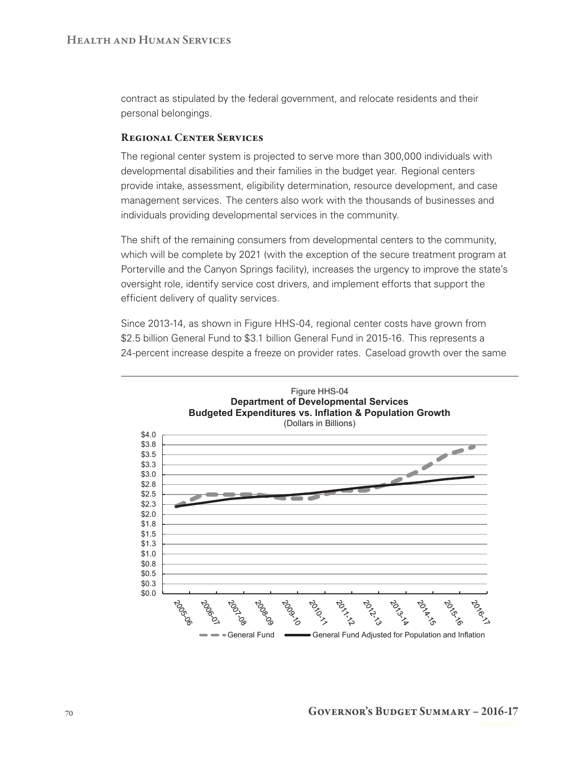contract as stipulated by the federal government, and relocate residents and their personal belongings.

### Regional Center Services

The regional center system is projected to serve more than 300,000 individuals with developmental disabilities and their families in the budget year. Regional centers provide intake, assessment, eligibility determination, resource development, and case management services. The centers also work with the thousands of businesses and individuals providing developmental services in the community.

The shift of the remaining consumers from developmental centers to the community, which will be complete by 2021 (with the exception of the secure treatment program at Porterville and the Canyon Springs facility), increases the urgency to improve the state's oversight role, identify service cost drivers, and implement efforts that support the efficient delivery of quality services.

Since 2013-14, as shown in Figure HHS-04, regional center costs have grown from $2.5 billion General Fund to $3.1 billion General Fund in 2015-16. This represents a 24-percent increase despite a freeze on provider rates. Caseload growth over the same

Figure HHS-04
**Department of Developmental Services**
**Budgeted Expenditures vs. Inflation & Population Growth**
(Dollars in Billions)

General Fund — General Fund Adjusted for Population and Inflation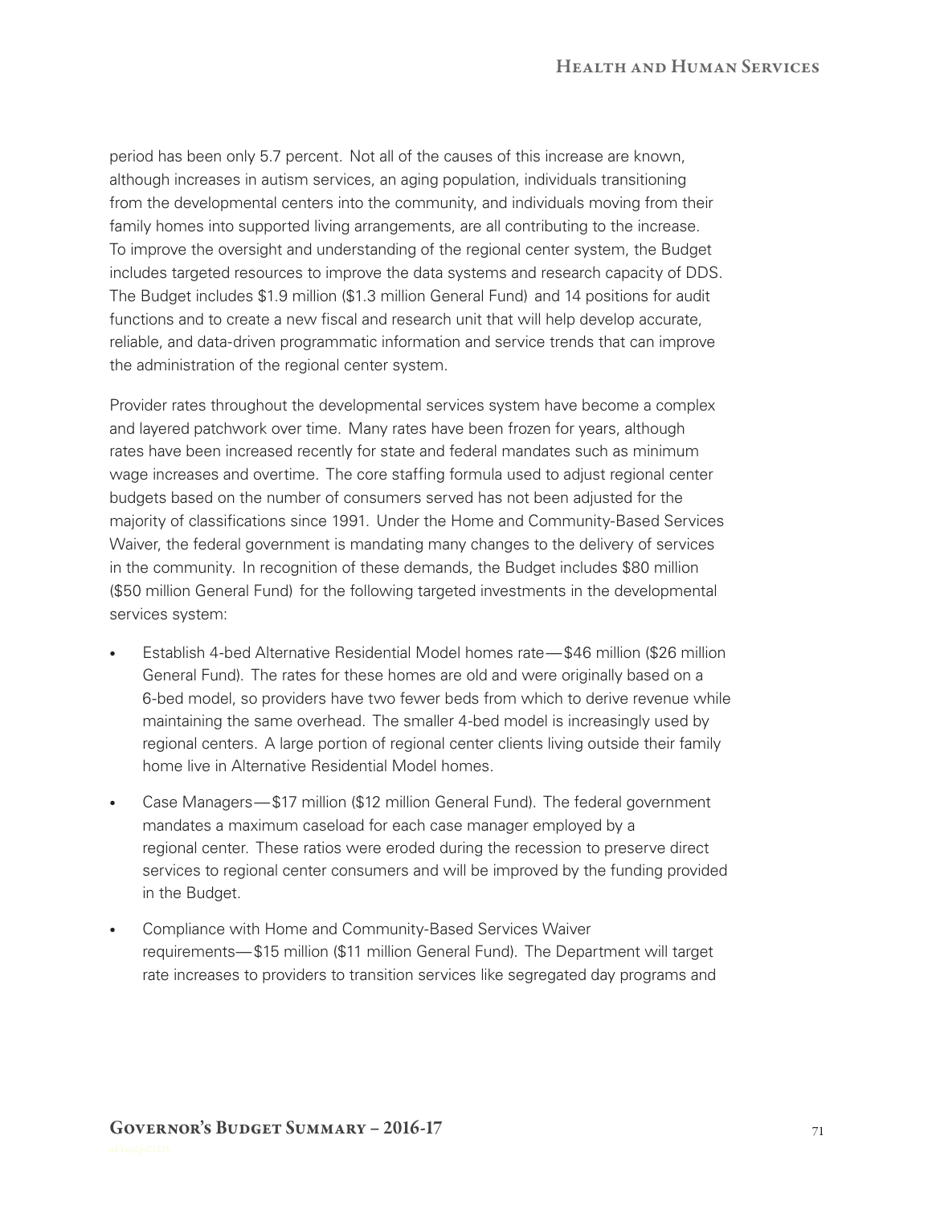period has been only 5.7 percent. Not all of the causes of this increase are known, although increases in autism services, an aging population, individuals transitioning from the developmental centers into the community, and individuals moving from their family homes into supported living arrangements, are all contributing to the increase. To improve the oversight and understanding of the regional center system, the Budget includes targeted resources to improve the data systems and research capacity of DDS. The Budget includes $1.9 million ($1.3 million General Fund) and 14 positions for audit functions and to create a new fiscal and research unit that will help develop accurate, reliable, and data-driven programmatic information and service trends that can improve the administration of the regional center system.

Provider rates throughout the developmental services system have become a complex and layered patchwork over time. Many rates have been frozen for years, although rates have been increased recently for state and federal mandates such as minimum wage increases and overtime. The core staffing formula used to adjust regional center budgets based on the number of consumers served has not been adjusted for the majority of classifications since 1991. Under the Home and Community-Based Services Waiver, the federal government is mandating many changes to the delivery of services in the community. In recognition of these demands, the Budget includes $80 million ($50 million General Fund) for the following targeted investments in the developmental services system:

- Establish 4-bed Alternative Residential Model homes rate—$46 million ($26 million General Fund). The rates for these homes are old and were originally based on a 6-bed model, so providers have two fewer beds from which to derive revenue while maintaining the same overhead. The smaller 4-bed model is increasingly used by regional centers. A large portion of regional center clients living outside their family home live in Alternative Residential Model homes.
- Case Managers—$17 million ($12 million General Fund). The federal government mandates a maximum caseload for each case manager employed by a regional center. These ratios were eroded during the recession to preserve direct services to regional center consumers and will be improved by the funding provided in the Budget.
- Compliance with Home and Community-Based Services Waiver requirements—$15 million ($11 million General Fund). The Department will target rate increases to providers to transition services like segregated day programs and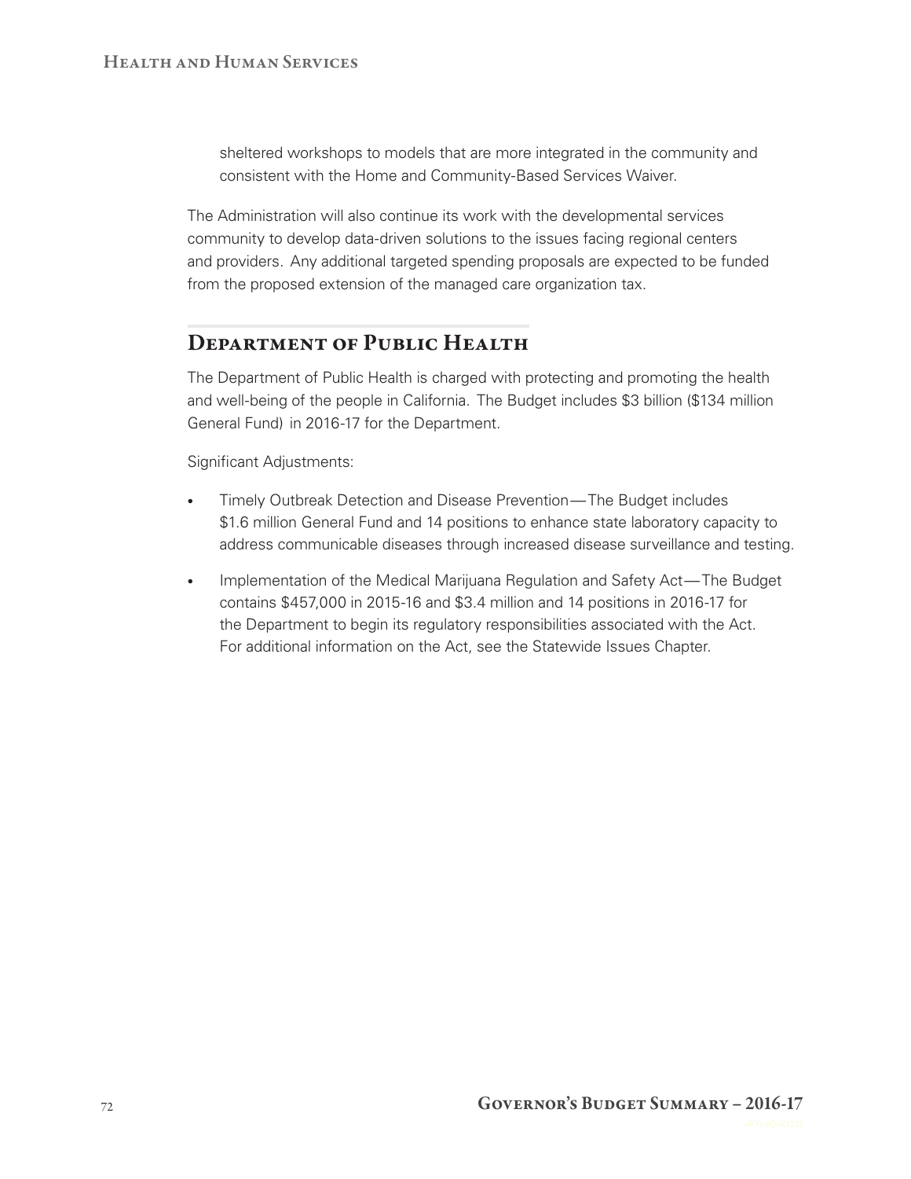sheltered workshops to models that are more integrated in the community and consistent with the Home and Community-Based Services Waiver.

The Administration will also continue its work with the developmental services community to develop data-driven solutions to the issues facing regional centers and providers. Any additional targeted spending proposals are expected to be funded from the proposed extension of the managed care organization tax.

## Department of Public Health

The Department of Public Health is charged with protecting and promoting the health and well-being of the people in California. The Budget includes $3 billion ($134 million General Fund) in 2016-17 for the Department.

Significant Adjustments:

- Timely Outbreak Detection and Disease Prevention—The Budget includes $1.6 million General Fund and 14 positions to enhance state laboratory capacity to address communicable diseases through increased disease surveillance and testing.
- Implementation of the Medical Marijuana Regulation and Safety Act—The Budget contains $457,000 in 2015-16 and $3.4 million and 14 positions in 2016-17 for the Department to begin its regulatory responsibilities associated with the Act. For additional information on the Act, see the Statewide Issues Chapter.